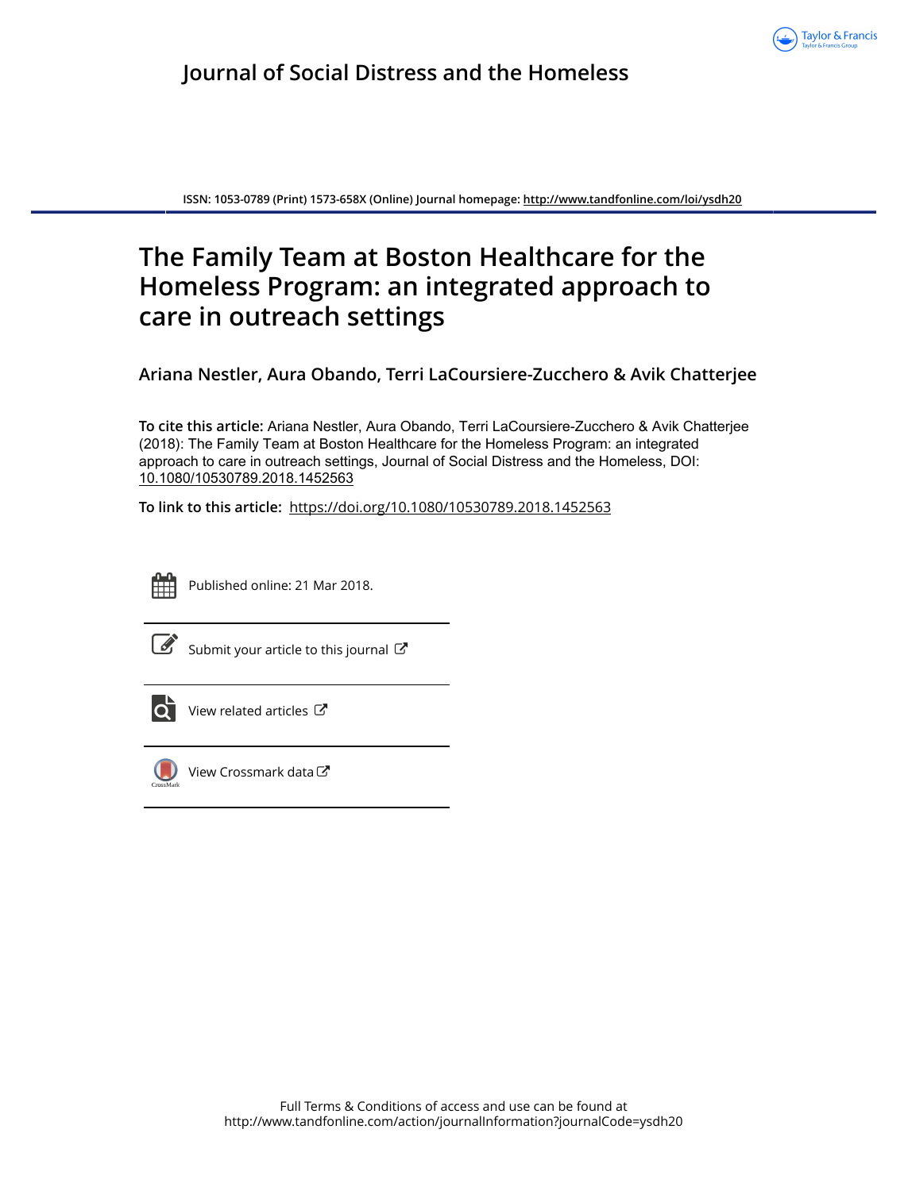Journal of Social Distress and the Homeless

ISSN: 1053-0789 (Print) 1573-658X (Online) Journal homepage: http://www.tandfonline.com/loi/ysdh20

# The Family Team at Boston Healthcare for the Homeless Program: an integrated approach to care in outreach settings

**Ariana Nestler, Aura Obando, Terri LaCoursiere-Zucchero & Avik Chatterjee**

**To cite this article:** Ariana Nestler, Aura Obando, Terri LaCoursiere-Zucchero & Avik Chatterjee (2018): The Family Team at Boston Healthcare for the Homeless Program: an integrated approach to care in outreach settings, Journal of Social Distress and the Homeless, DOI: 10.1080/10530789.2018.1452563

**To link to this article:** https://doi.org/10.1080/10530789.2018.1452563

Published online: 21 Mar 2018.

Submit your article to this journal

View related articles

View Crossmark data

Full Terms & Conditions of access and use can be found at
http://www.tandfonline.com/action/journalInformation?journalCode=ysdh20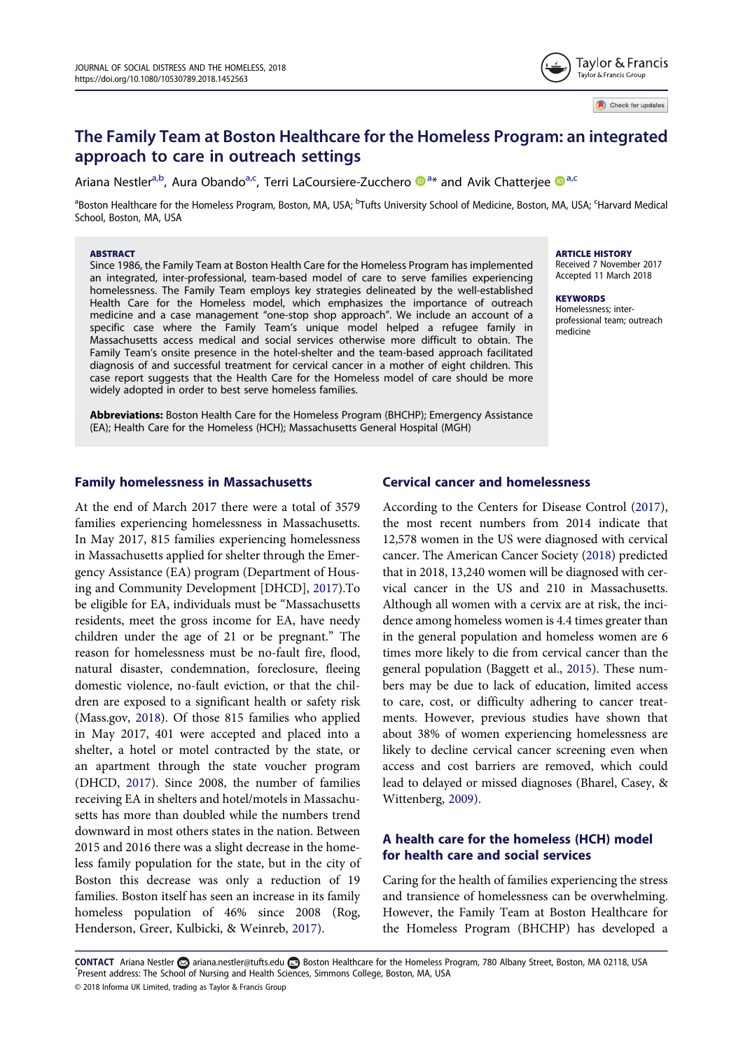# The Family Team at Boston Healthcare for the Homeless Program: an integrated approach to care in outreach settings

Ariana Nestler[a,b], Aura Obando[a,c], Terri LaCoursiere-Zucchero[a*] and Avik Chatterjee[a,c]

[a]Boston Healthcare for the Homeless Program, Boston, MA, USA; [b]Tufts University School of Medicine, Boston, MA, USA; [c]Harvard Medical School, Boston, MA, USA

**ABSTRACT**

Since 1986, the Family Team at Boston Health Care for the Homeless Program has implemented an integrated, inter-professional, team-based model of care to serve families experiencing homelessness. The Family Team employs key strategies delineated by the well-established Health Care for the Homeless model, which emphasizes the importance of outreach medicine and a case management "one-stop shop approach". We include an account of a specific case where the Family Team's unique model helped a refugee family in Massachusetts access medical and social services otherwise more difficult to obtain. The Family Team's onsite presence in the hotel-shelter and the team-based approach facilitated diagnosis of and successful treatment for cervical cancer in a mother of eight children. This case report suggests that the Health Care for the Homeless model of care should be more widely adopted in order to best serve homeless families.

**Abbreviations:** Boston Health Care for the Homeless Program (BHCHP); Emergency Assistance (EA); Health Care for the Homeless (HCH); Massachusetts General Hospital (MGH)

**ARTICLE HISTORY**
Received 7 November 2017
Accepted 11 March 2018

**KEYWORDS**
Homelessness; inter-professional team; outreach medicine

## Family homelessness in Massachusetts

At the end of March 2017 there were a total of 3579 families experiencing homelessness in Massachusetts. In May 2017, 815 families experiencing homelessness in Massachusetts applied for shelter through the Emergency Assistance (EA) program (Department of Housing and Community Development [DHCD], 2017).To be eligible for EA, individuals must be "Massachusetts residents, meet the gross income for EA, have needy children under the age of 21 or be pregnant." The reason for homelessness must be no-fault fire, flood, natural disaster, condemnation, foreclosure, fleeing domestic violence, no-fault eviction, or that the children are exposed to a significant health or safety risk (Mass.gov, 2018). Of those 815 families who applied in May 2017, 401 were accepted and placed into a shelter, a hotel or motel contracted by the state, or an apartment through the state voucher program (DHCD, 2017). Since 2008, the number of families receiving EA in shelters and hotel/motels in Massachusetts has more than doubled while the numbers trend downward in most others states in the nation. Between 2015 and 2016 there was a slight decrease in the homeless family population for the state, but in the city of Boston this decrease was only a reduction of 19 families. Boston itself has seen an increase in its family homeless population of 46% since 2008 (Rog, Henderson, Greer, Kulbicki, & Weinreb, 2017).

## Cervical cancer and homelessness

According to the Centers for Disease Control (2017), the most recent numbers from 2014 indicate that 12,578 women in the US were diagnosed with cervical cancer. The American Cancer Society (2018) predicted that in 2018, 13,240 women will be diagnosed with cervical cancer in the US and 210 in Massachusetts. Although all women with a cervix are at risk, the incidence among homeless women is 4.4 times greater than in the general population and homeless women are 6 times more likely to die from cervical cancer than the general population (Baggett et al., 2015). These numbers may be due to lack of education, limited access to care, cost, or difficulty adhering to cancer treatments. However, previous studies have shown that about 38% of women experiencing homelessness are likely to decline cervical cancer screening even when access and cost barriers are removed, which could lead to delayed or missed diagnoses (Bharel, Casey, & Wittenberg, 2009).

## A health care for the homeless (HCH) model for health care and social services

Caring for the health of families experiencing the stress and transience of homelessness can be overwhelming. However, the Family Team at Boston Healthcare for the Homeless Program (BHCHP) has developed a

**CONTACT** Ariana Nestler ariana.nestler@tufts.edu Boston Healthcare for the Homeless Program, 780 Albany Street, Boston, MA 02118, USA
*Present address: The School of Nursing and Health Sciences, Simmons College, Boston, MA, USA
© 2018 Informa UK Limited, trading as Taylor & Francis Group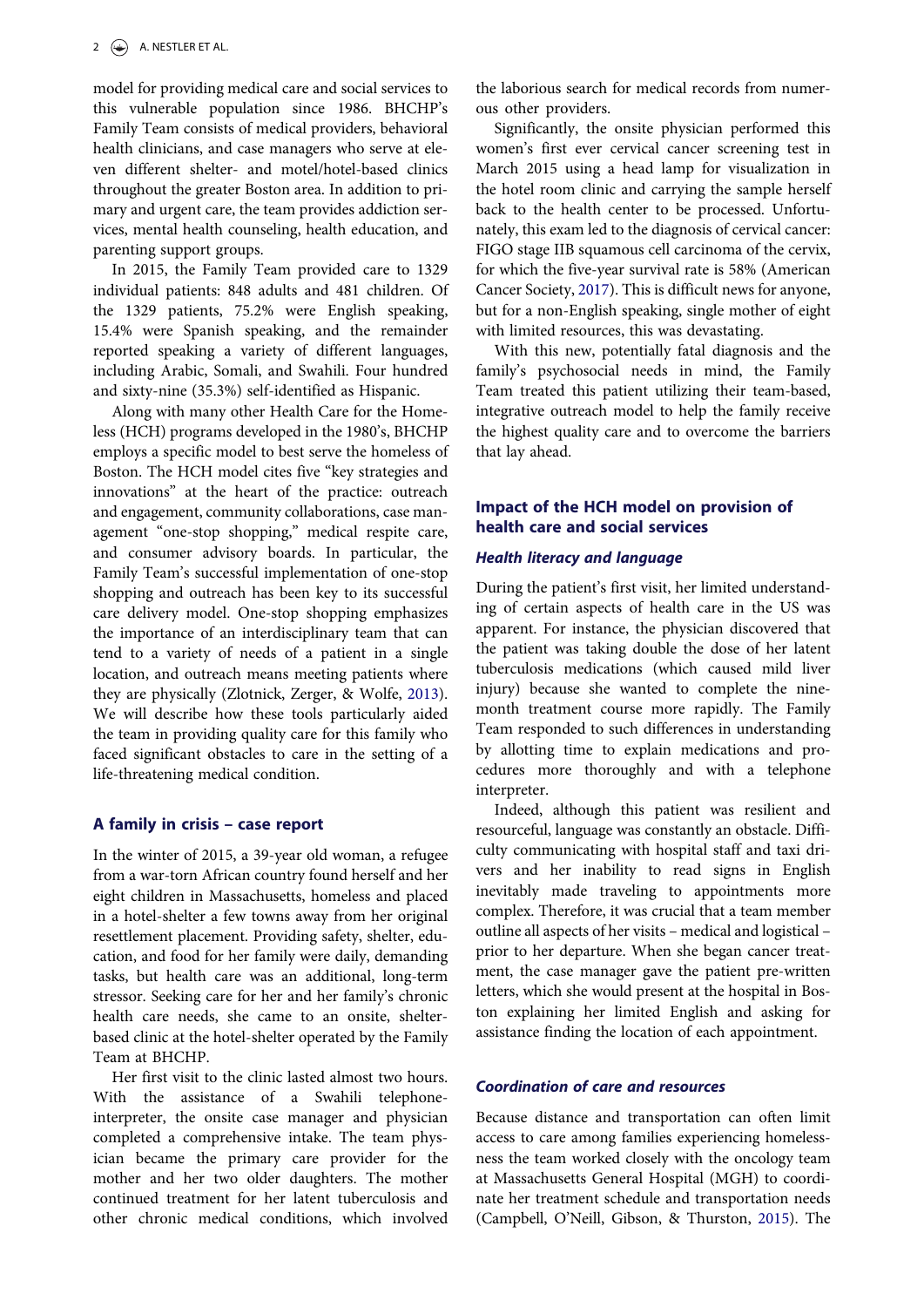model for providing medical care and social services to this vulnerable population since 1986. BHCHP's Family Team consists of medical providers, behavioral health clinicians, and case managers who serve at eleven different shelter- and motel/hotel-based clinics throughout the greater Boston area. In addition to primary and urgent care, the team provides addiction services, mental health counseling, health education, and parenting support groups.

In 2015, the Family Team provided care to 1329 individual patients: 848 adults and 481 children. Of the 1329 patients, 75.2% were English speaking, 15.4% were Spanish speaking, and the remainder reported speaking a variety of different languages, including Arabic, Somali, and Swahili. Four hundred and sixty-nine (35.3%) self-identified as Hispanic.

Along with many other Health Care for the Homeless (HCH) programs developed in the 1980's, BHCHP employs a specific model to best serve the homeless of Boston. The HCH model cites five "key strategies and innovations" at the heart of the practice: outreach and engagement, community collaborations, case management "one-stop shopping," medical respite care, and consumer advisory boards. In particular, the Family Team's successful implementation of one-stop shopping and outreach has been key to its successful care delivery model. One-stop shopping emphasizes the importance of an interdisciplinary team that can tend to a variety of needs of a patient in a single location, and outreach means meeting patients where they are physically (Zlotnick, Zerger, & Wolfe, 2013). We will describe how these tools particularly aided the team in providing quality care for this family who faced significant obstacles to care in the setting of a life-threatening medical condition.

## A family in crisis – case report

In the winter of 2015, a 39-year old woman, a refugee from a war-torn African country found herself and her eight children in Massachusetts, homeless and placed in a hotel-shelter a few towns away from her original resettlement placement. Providing safety, shelter, education, and food for her family were daily, demanding tasks, but health care was an additional, long-term stressor. Seeking care for her and her family's chronic health care needs, she came to an onsite, shelter-based clinic at the hotel-shelter operated by the Family Team at BHCHP.

Her first visit to the clinic lasted almost two hours. With the assistance of a Swahili telephone-interpreter, the onsite case manager and physician completed a comprehensive intake. The team physician became the primary care provider for the mother and her two older daughters. The mother continued treatment for her latent tuberculosis and other chronic medical conditions, which involved the laborious search for medical records from numerous other providers.

Significantly, the onsite physician performed this women's first ever cervical cancer screening test in March 2015 using a head lamp for visualization in the hotel room clinic and carrying the sample herself back to the health center to be processed. Unfortunately, this exam led to the diagnosis of cervical cancer: FIGO stage IIB squamous cell carcinoma of the cervix, for which the five-year survival rate is 58% (American Cancer Society, 2017). This is difficult news for anyone, but for a non-English speaking, single mother of eight with limited resources, this was devastating.

With this new, potentially fatal diagnosis and the family's psychosocial needs in mind, the Family Team treated this patient utilizing their team-based, integrative outreach model to help the family receive the highest quality care and to overcome the barriers that lay ahead.

## Impact of the HCH model on provision of health care and social services

### *Health literacy and language*

During the patient's first visit, her limited understanding of certain aspects of health care in the US was apparent. For instance, the physician discovered that the patient was taking double the dose of her latent tuberculosis medications (which caused mild liver injury) because she wanted to complete the nine-month treatment course more rapidly. The Family Team responded to such differences in understanding by allotting time to explain medications and procedures more thoroughly and with a telephone interpreter.

Indeed, although this patient was resilient and resourceful, language was constantly an obstacle. Difficulty communicating with hospital staff and taxi drivers and her inability to read signs in English inevitably made traveling to appointments more complex. Therefore, it was crucial that a team member outline all aspects of her visits – medical and logistical – prior to her departure. When she began cancer treatment, the case manager gave the patient pre-written letters, which she would present at the hospital in Boston explaining her limited English and asking for assistance finding the location of each appointment.

### *Coordination of care and resources*

Because distance and transportation can often limit access to care among families experiencing homelessness the team worked closely with the oncology team at Massachusetts General Hospital (MGH) to coordinate her treatment schedule and transportation needs (Campbell, O'Neill, Gibson, & Thurston, 2015). The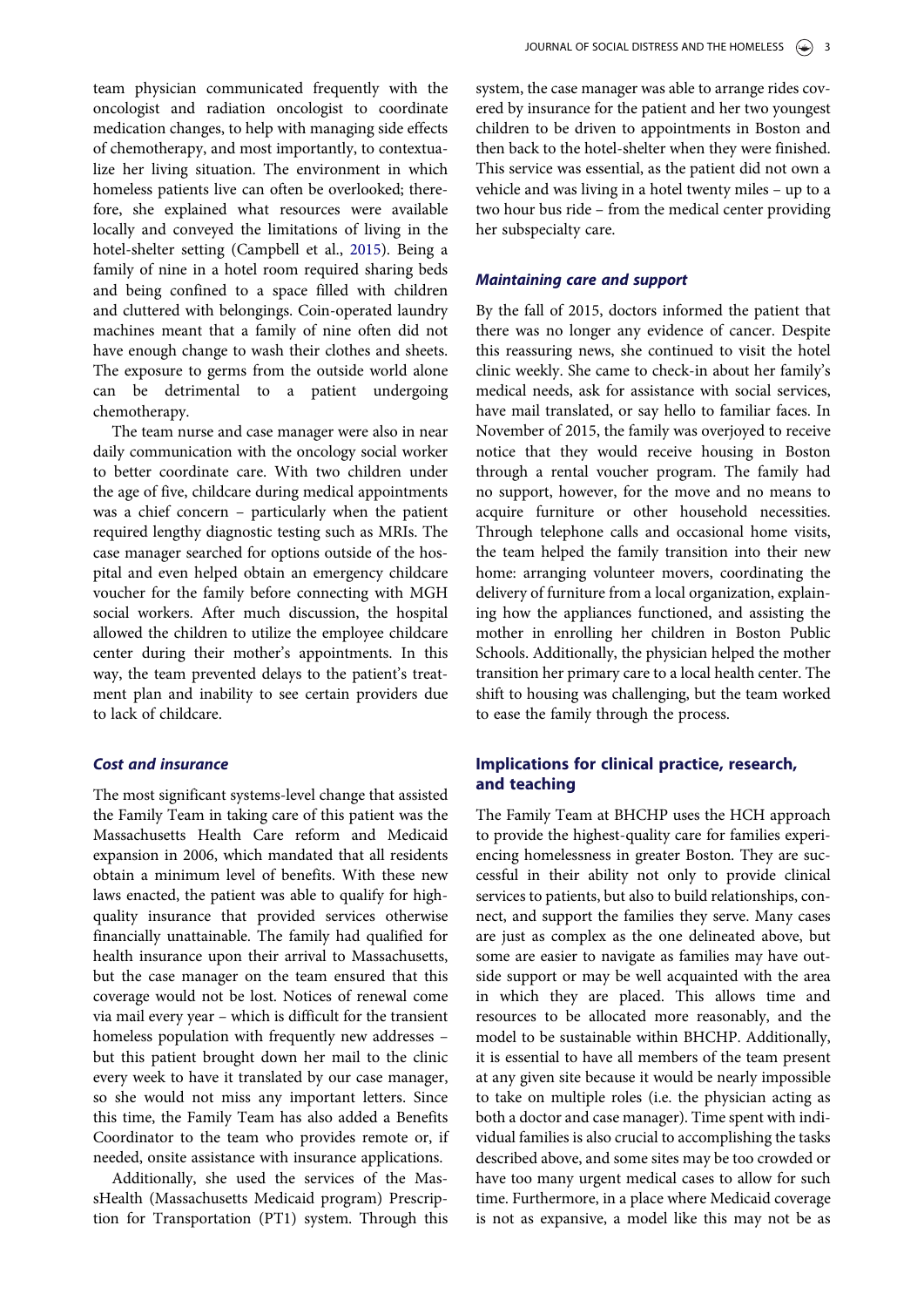team physician communicated frequently with the oncologist and radiation oncologist to coordinate medication changes, to help with managing side effects of chemotherapy, and most importantly, to contextualize her living situation. The environment in which homeless patients live can often be overlooked; therefore, she explained what resources were available locally and conveyed the limitations of living in the hotel-shelter setting (Campbell et al., 2015). Being a family of nine in a hotel room required sharing beds and being confined to a space filled with children and cluttered with belongings. Coin-operated laundry machines meant that a family of nine often did not have enough change to wash their clothes and sheets. The exposure to germs from the outside world alone can be detrimental to a patient undergoing chemotherapy.

The team nurse and case manager were also in near daily communication with the oncology social worker to better coordinate care. With two children under the age of five, childcare during medical appointments was a chief concern – particularly when the patient required lengthy diagnostic testing such as MRIs. The case manager searched for options outside of the hospital and even helped obtain an emergency childcare voucher for the family before connecting with MGH social workers. After much discussion, the hospital allowed the children to utilize the employee childcare center during their mother's appointments. In this way, the team prevented delays to the patient's treatment plan and inability to see certain providers due to lack of childcare.

### *Cost and insurance*

The most significant systems-level change that assisted the Family Team in taking care of this patient was the Massachusetts Health Care reform and Medicaid expansion in 2006, which mandated that all residents obtain a minimum level of benefits. With these new laws enacted, the patient was able to qualify for high-quality insurance that provided services otherwise financially unattainable. The family had qualified for health insurance upon their arrival to Massachusetts, but the case manager on the team ensured that this coverage would not be lost. Notices of renewal come via mail every year – which is difficult for the transient homeless population with frequently new addresses – but this patient brought down her mail to the clinic every week to have it translated by our case manager, so she would not miss any important letters. Since this time, the Family Team has also added a Benefits Coordinator to the team who provides remote or, if needed, onsite assistance with insurance applications.

Additionally, she used the services of the MassHealth (Massachusetts Medicaid program) Prescription for Transportation (PT1) system. Through this system, the case manager was able to arrange rides covered by insurance for the patient and her two youngest children to be driven to appointments in Boston and then back to the hotel-shelter when they were finished. This service was essential, as the patient did not own a vehicle and was living in a hotel twenty miles – up to a two hour bus ride – from the medical center providing her subspecialty care.

### *Maintaining care and support*

By the fall of 2015, doctors informed the patient that there was no longer any evidence of cancer. Despite this reassuring news, she continued to visit the hotel clinic weekly. She came to check-in about her family's medical needs, ask for assistance with social services, have mail translated, or say hello to familiar faces. In November of 2015, the family was overjoyed to receive notice that they would receive housing in Boston through a rental voucher program. The family had no support, however, for the move and no means to acquire furniture or other household necessities. Through telephone calls and occasional home visits, the team helped the family transition into their new home: arranging volunteer movers, coordinating the delivery of furniture from a local organization, explaining how the appliances functioned, and assisting the mother in enrolling her children in Boston Public Schools. Additionally, the physician helped the mother transition her primary care to a local health center. The shift to housing was challenging, but the team worked to ease the family through the process.

## Implications for clinical practice, research, and teaching

The Family Team at BHCHP uses the HCH approach to provide the highest-quality care for families experiencing homelessness in greater Boston. They are successful in their ability not only to provide clinical services to patients, but also to build relationships, connect, and support the families they serve. Many cases are just as complex as the one delineated above, but some are easier to navigate as families may have outside support or may be well acquainted with the area in which they are placed. This allows time and resources to be allocated more reasonably, and the model to be sustainable within BHCHP. Additionally, it is essential to have all members of the team present at any given site because it would be nearly impossible to take on multiple roles (i.e. the physician acting as both a doctor and case manager). Time spent with individual families is also crucial to accomplishing the tasks described above, and some sites may be too crowded or have too many urgent medical cases to allow for such time. Furthermore, in a place where Medicaid coverage is not as expansive, a model like this may not be as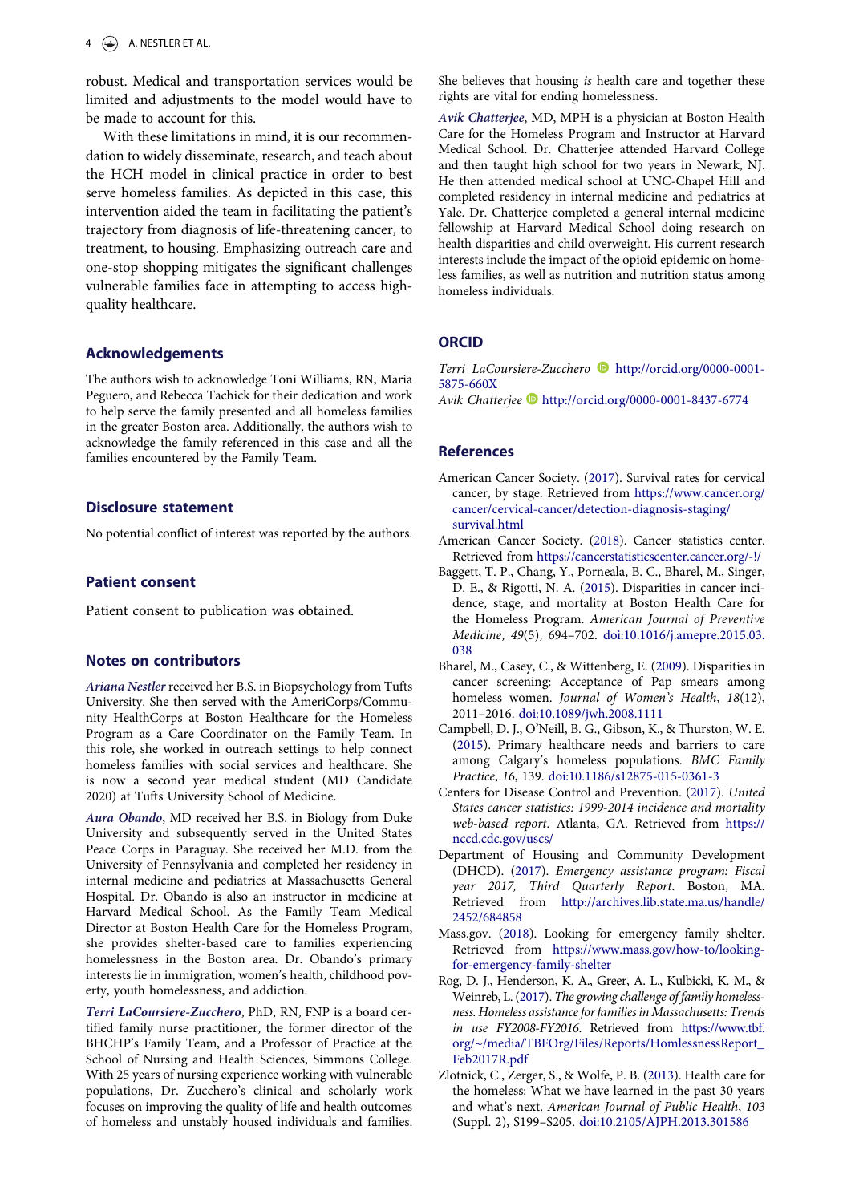robust. Medical and transportation services would be limited and adjustments to the model would have to be made to account for this.

With these limitations in mind, it is our recommendation to widely disseminate, research, and teach about the HCH model in clinical practice in order to best serve homeless families. As depicted in this case, this intervention aided the team in facilitating the patient's trajectory from diagnosis of life-threatening cancer, to treatment, to housing. Emphasizing outreach care and one-stop shopping mitigates the significant challenges vulnerable families face in attempting to access high-quality healthcare.

## Acknowledgements

The authors wish to acknowledge Toni Williams, RN, Maria Peguero, and Rebecca Tachick for their dedication and work to help serve the family presented and all homeless families in the greater Boston area. Additionally, the authors wish to acknowledge the family referenced in this case and all the families encountered by the Family Team.

## Disclosure statement

No potential conflict of interest was reported by the authors.

## Patient consent

Patient consent to publication was obtained.

## Notes on contributors

***Ariana Nestler*** received her B.S. in Biopsychology from Tufts University. She then served with the AmeriCorps/Community HealthCorps at Boston Healthcare for the Homeless Program as a Care Coordinator on the Family Team. In this role, she worked in outreach settings to help connect homeless families with social services and healthcare. She is now a second year medical student (MD Candidate 2020) at Tufts University School of Medicine.

***Aura Obando***, MD received her B.S. in Biology from Duke University and subsequently served in the United States Peace Corps in Paraguay. She received her M.D. from the University of Pennsylvania and completed her residency in internal medicine and pediatrics at Massachusetts General Hospital. Dr. Obando is also an instructor in medicine at Harvard Medical School. As the Family Team Medical Director at Boston Health Care for the Homeless Program, she provides shelter-based care to families experiencing homelessness in the Boston area. Dr. Obando's primary interests lie in immigration, women's health, childhood poverty, youth homelessness, and addiction.

***Terri LaCoursiere-Zucchero***, PhD, RN, FNP is a board certified family nurse practitioner, the former director of the BHCHP's Family Team, and a Professor of Practice at the School of Nursing and Health Sciences, Simmons College. With 25 years of nursing experience working with vulnerable populations, Dr. Zucchero's clinical and scholarly work focuses on improving the quality of life and health outcomes of homeless and unstably housed individuals and families. She believes that housing *is* health care and together these rights are vital for ending homelessness.

***Avik Chatterjee***, MD, MPH is a physician at Boston Health Care for the Homeless Program and Instructor at Harvard Medical School. Dr. Chatterjee attended Harvard College and then taught high school for two years in Newark, NJ. He then attended medical school at UNC-Chapel Hill and completed residency in internal medicine and pediatrics at Yale. Dr. Chatterjee completed a general internal medicine fellowship at Harvard Medical School doing research on health disparities and child overweight. His current research interests include the impact of the opioid epidemic on homeless families, as well as nutrition and nutrition status among homeless individuals.

## ORCID

*Terri LaCoursiere-Zucchero* http://orcid.org/0000-0001-5875-660X
*Avik Chatterjee* http://orcid.org/0000-0001-8437-6774

## References

American Cancer Society. (2017). Survival rates for cervical cancer, by stage. Retrieved from https://www.cancer.org/cancer/cervical-cancer/detection-diagnosis-staging/survival.html

American Cancer Society. (2018). Cancer statistics center. Retrieved from https://cancerstatisticscenter.cancer.org/-!/

Baggett, T. P., Chang, Y., Porneala, B. C., Bharel, M., Singer, D. E., & Rigotti, N. A. (2015). Disparities in cancer incidence, stage, and mortality at Boston Health Care for the Homeless Program. *American Journal of Preventive Medicine*, *49*(5), 694–702. doi:10.1016/j.amepre.2015.03.038

Bharel, M., Casey, C., & Wittenberg, E. (2009). Disparities in cancer screening: Acceptance of Pap smears among homeless women. *Journal of Women's Health*, *18*(12), 2011–2016. doi:10.1089/jwh.2008.1111

Campbell, D. J., O'Neill, B. G., Gibson, K., & Thurston, W. E. (2015). Primary healthcare needs and barriers to care among Calgary's homeless populations. *BMC Family Practice*, *16*, 139. doi:10.1186/s12875-015-0361-3

Centers for Disease Control and Prevention. (2017). *United States cancer statistics: 1999-2014 incidence and mortality web-based report*. Atlanta, GA. Retrieved from https://nccd.cdc.gov/uscs/

Department of Housing and Community Development (DHCD). (2017). *Emergency assistance program: Fiscal year 2017, Third Quarterly Report*. Boston, MA. Retrieved from http://archives.lib.state.ma.us/handle/2452/684858

Mass.gov. (2018). Looking for emergency family shelter. Retrieved from https://www.mass.gov/how-to/looking-for-emergency-family-shelter

Rog, D. J., Henderson, K. A., Greer, A. L., Kulbicki, K. M., & Weinreb, L. (2017). *The growing challenge of family homelessness. Homeless assistance for families in Massachusetts: Trends in use FY2008-FY2016.* Retrieved from https://www.tbf.org/~/media/TBFOrg/Files/Reports/HomlessnessReport_Feb2017R.pdf

Zlotnick, C., Zerger, S., & Wolfe, P. B. (2013). Health care for the homeless: What we have learned in the past 30 years and what's next. *American Journal of Public Health*, *103* (Suppl. 2), S199–S205. doi:10.2105/AJPH.2013.301586